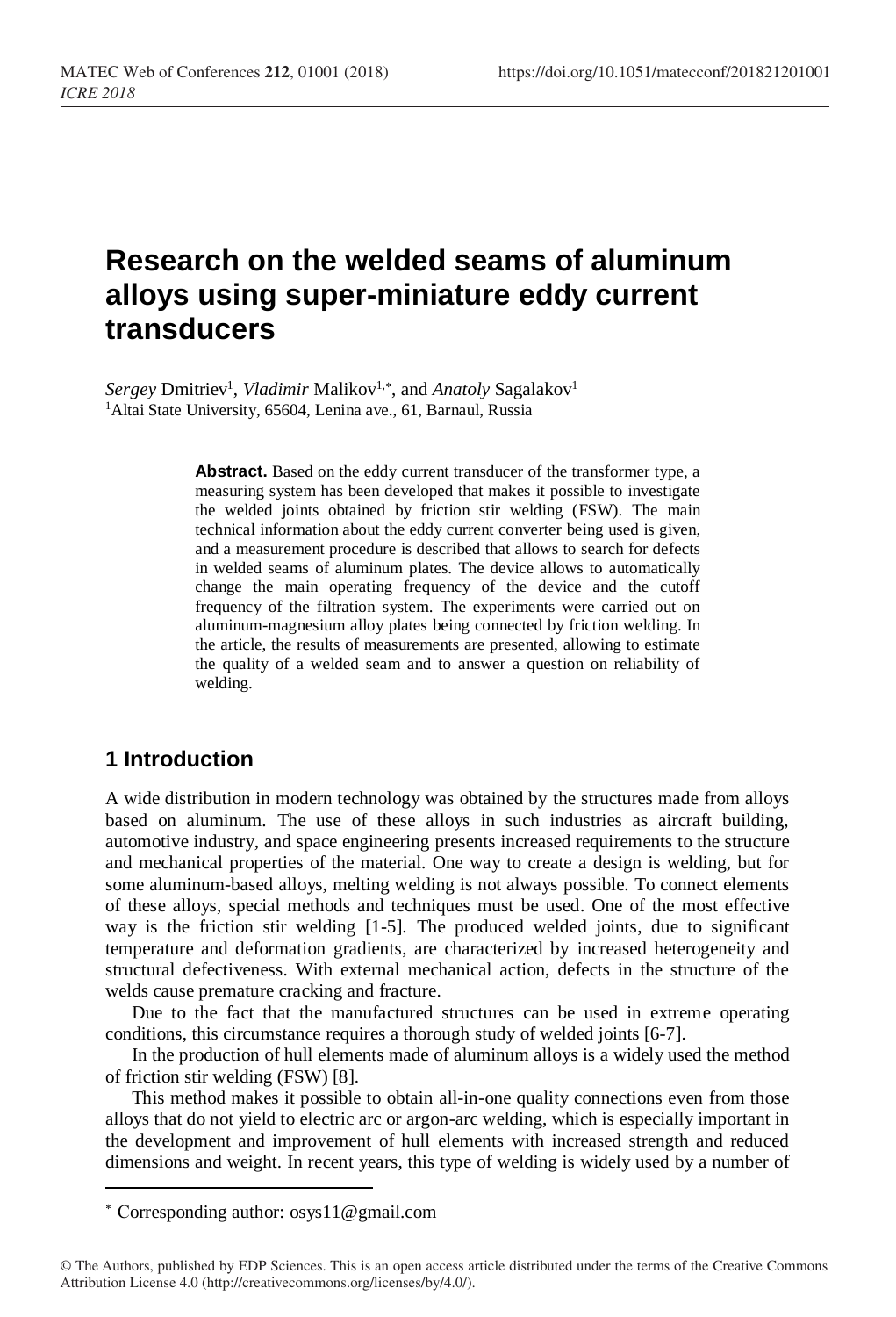# Research on the welded seams of aluminum alloys using super-miniature eddy current transducers

*Sergey* Dmitriev[1], *Vladimir* Malikov[1,*], and *Anatoly* Sagalakov[1]

[1]Altai State University, 65604, Lenina ave., 61, Barnaul, Russia

**Abstract.** Based on the eddy current transducer of the transformer type, a measuring system has been developed that makes it possible to investigate the welded joints obtained by friction stir welding (FSW). The main technical information about the eddy current converter being used is given, and a measurement procedure is described that allows to search for defects in welded seams of aluminum plates. The device allows to automatically change the main operating frequency of the device and the cutoff frequency of the filtration system. The experiments were carried out on aluminum-magnesium alloy plates being connected by friction welding. In the article, the results of measurements are presented, allowing to estimate the quality of a welded seam and to answer a question on reliability of welding.

## 1 Introduction

A wide distribution in modern technology was obtained by the structures made from alloys based on aluminum. The use of these alloys in such industries as aircraft building, automotive industry, and space engineering presents increased requirements to the structure and mechanical properties of the material. One way to create a design is welding, but for some aluminum-based alloys, melting welding is not always possible. To connect elements of these alloys, special methods and techniques must be used. One of the most effective way is the friction stir welding [1-5]. The produced welded joints, due to significant temperature and deformation gradients, are characterized by increased heterogeneity and structural defectiveness. With external mechanical action, defects in the structure of the welds cause premature cracking and fracture.

Due to the fact that the manufactured structures can be used in extreme operating conditions, this circumstance requires a thorough study of welded joints [6-7].

In the production of hull elements made of aluminum alloys is a widely used the method of friction stir welding (FSW) [8].

This method makes it possible to obtain all-in-one quality connections even from those alloys that do not yield to electric arc or argon-arc welding, which is especially important in the development and improvement of hull elements with increased strength and reduced dimensions and weight. In recent years, this type of welding is widely used by a number of

---

* Corresponding author: osys11@gmail.com

© The Authors, published by EDP Sciences. This is an open access article distributed under the terms of the Creative Commons Attribution License 4.0 (http://creativecommons.org/licenses/by/4.0/).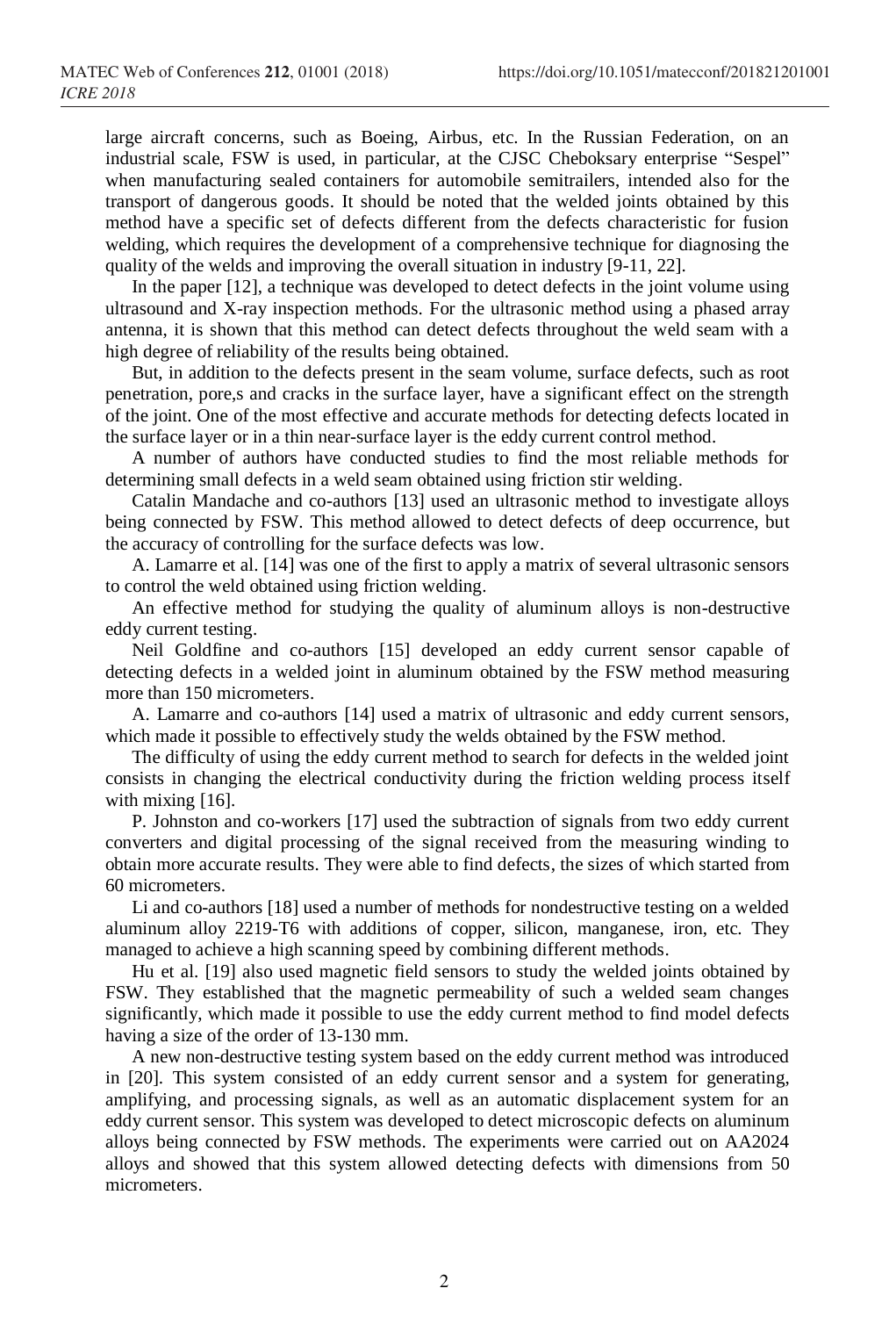large aircraft concerns, such as Boeing, Airbus, etc. In the Russian Federation, on an industrial scale, FSW is used, in particular, at the CJSC Cheboksary enterprise "Sespel" when manufacturing sealed containers for automobile semitrailers, intended also for the transport of dangerous goods. It should be noted that the welded joints obtained by this method have a specific set of defects different from the defects characteristic for fusion welding, which requires the development of a comprehensive technique for diagnosing the quality of the welds and improving the overall situation in industry [9-11, 22].

In the paper [12], a technique was developed to detect defects in the joint volume using ultrasound and X-ray inspection methods. For the ultrasonic method using a phased array antenna, it is shown that this method can detect defects throughout the weld seam with a high degree of reliability of the results being obtained.

But, in addition to the defects present in the seam volume, surface defects, such as root penetration, pore,s and cracks in the surface layer, have a significant effect on the strength of the joint. One of the most effective and accurate methods for detecting defects located in the surface layer or in a thin near-surface layer is the eddy current control method.

A number of authors have conducted studies to find the most reliable methods for determining small defects in a weld seam obtained using friction stir welding.

Catalin Mandache and co-authors [13] used an ultrasonic method to investigate alloys being connected by FSW. This method allowed to detect defects of deep occurrence, but the accuracy of controlling for the surface defects was low.

A. Lamarre et al. [14] was one of the first to apply a matrix of several ultrasonic sensors to control the weld obtained using friction welding.

An effective method for studying the quality of aluminum alloys is non-destructive eddy current testing.

Neil Goldfine and co-authors [15] developed an eddy current sensor capable of detecting defects in a welded joint in aluminum obtained by the FSW method measuring more than 150 micrometers.

A. Lamarre and co-authors [14] used a matrix of ultrasonic and eddy current sensors, which made it possible to effectively study the welds obtained by the FSW method.

The difficulty of using the eddy current method to search for defects in the welded joint consists in changing the electrical conductivity during the friction welding process itself with mixing [16].

P. Johnston and co-workers [17] used the subtraction of signals from two eddy current converters and digital processing of the signal received from the measuring winding to obtain more accurate results. They were able to find defects, the sizes of which started from 60 micrometers.

Li and co-authors [18] used a number of methods for nondestructive testing on a welded aluminum alloy 2219-T6 with additions of copper, silicon, manganese, iron, etc. They managed to achieve a high scanning speed by combining different methods.

Hu et al. [19] also used magnetic field sensors to study the welded joints obtained by FSW. They established that the magnetic permeability of such a welded seam changes significantly, which made it possible to use the eddy current method to find model defects having a size of the order of 13-130 mm.

A new non-destructive testing system based on the eddy current method was introduced in [20]. This system consisted of an eddy current sensor and a system for generating, amplifying, and processing signals, as well as an automatic displacement system for an eddy current sensor. This system was developed to detect microscopic defects on aluminum alloys being connected by FSW methods. The experiments were carried out on AA2024 alloys and showed that this system allowed detecting defects with dimensions from 50 micrometers.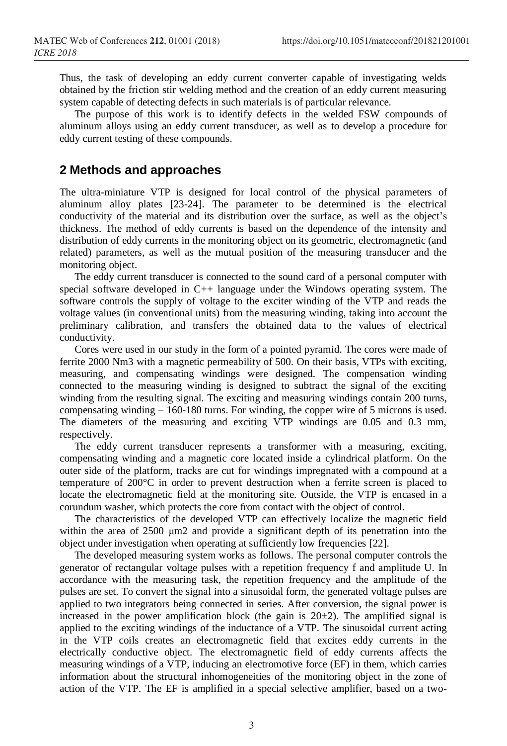Thus, the task of developing an eddy current converter capable of investigating welds obtained by the friction stir welding method and the creation of an eddy current measuring system capable of detecting defects in such materials is of particular relevance.

The purpose of this work is to identify defects in the welded FSW compounds of aluminum alloys using an eddy current transducer, as well as to develop a procedure for eddy current testing of these compounds.

## 2 Methods and approaches

The ultra-miniature VTP is designed for local control of the physical parameters of aluminum alloy plates [23-24]. The parameter to be determined is the electrical conductivity of the material and its distribution over the surface, as well as the object's thickness. The method of eddy currents is based on the dependence of the intensity and distribution of eddy currents in the monitoring object on its geometric, electromagnetic (and related) parameters, as well as the mutual position of the measuring transducer and the monitoring object.

The eddy current transducer is connected to the sound card of a personal computer with special software developed in C++ language under the Windows operating system. The software controls the supply of voltage to the exciter winding of the VTP and reads the voltage values (in conventional units) from the measuring winding, taking into account the preliminary calibration, and transfers the obtained data to the values of electrical conductivity.

Cores were used in our study in the form of a pointed pyramid. The cores were made of ferrite 2000 Nm3 with a magnetic permeability of 500. On their basis, VTPs with exciting, measuring, and compensating windings were designed. The compensation winding connected to the measuring winding is designed to subtract the signal of the exciting winding from the resulting signal. The exciting and measuring windings contain 200 turns, compensating winding – 160-180 turns. For winding, the copper wire of 5 microns is used. The diameters of the measuring and exciting VTP windings are 0.05 and 0.3 mm, respectively.

The eddy current transducer represents a transformer with a measuring, exciting, compensating winding and a magnetic core located inside a cylindrical platform. On the outer side of the platform, tracks are cut for windings impregnated with a compound at a temperature of 200°C in order to prevent destruction when a ferrite screen is placed to locate the electromagnetic field at the monitoring site. Outside, the VTP is encased in a corundum washer, which protects the core from contact with the object of control.

The characteristics of the developed VTP can effectively localize the magnetic field within the area of 2500 μm2 and provide a significant depth of its penetration into the object under investigation when operating at sufficiently low frequencies [22].

The developed measuring system works as follows. The personal computer controls the generator of rectangular voltage pulses with a repetition frequency f and amplitude U. In accordance with the measuring task, the repetition frequency and the amplitude of the pulses are set. To convert the signal into a sinusoidal form, the generated voltage pulses are applied to two integrators being connected in series. After conversion, the signal power is increased in the power amplification block (the gain is $20\pm2$). The amplified signal is applied to the exciting windings of the inductance of a VTP. The sinusoidal current acting in the VTP coils creates an electromagnetic field that excites eddy currents in the electrically conductive object. The electromagnetic field of eddy currents affects the measuring windings of a VTP, inducing an electromotive force (EF) in them, which carries information about the structural inhomogeneities of the monitoring object in the zone of action of the VTP. The EF is amplified in a special selective amplifier, based on a two-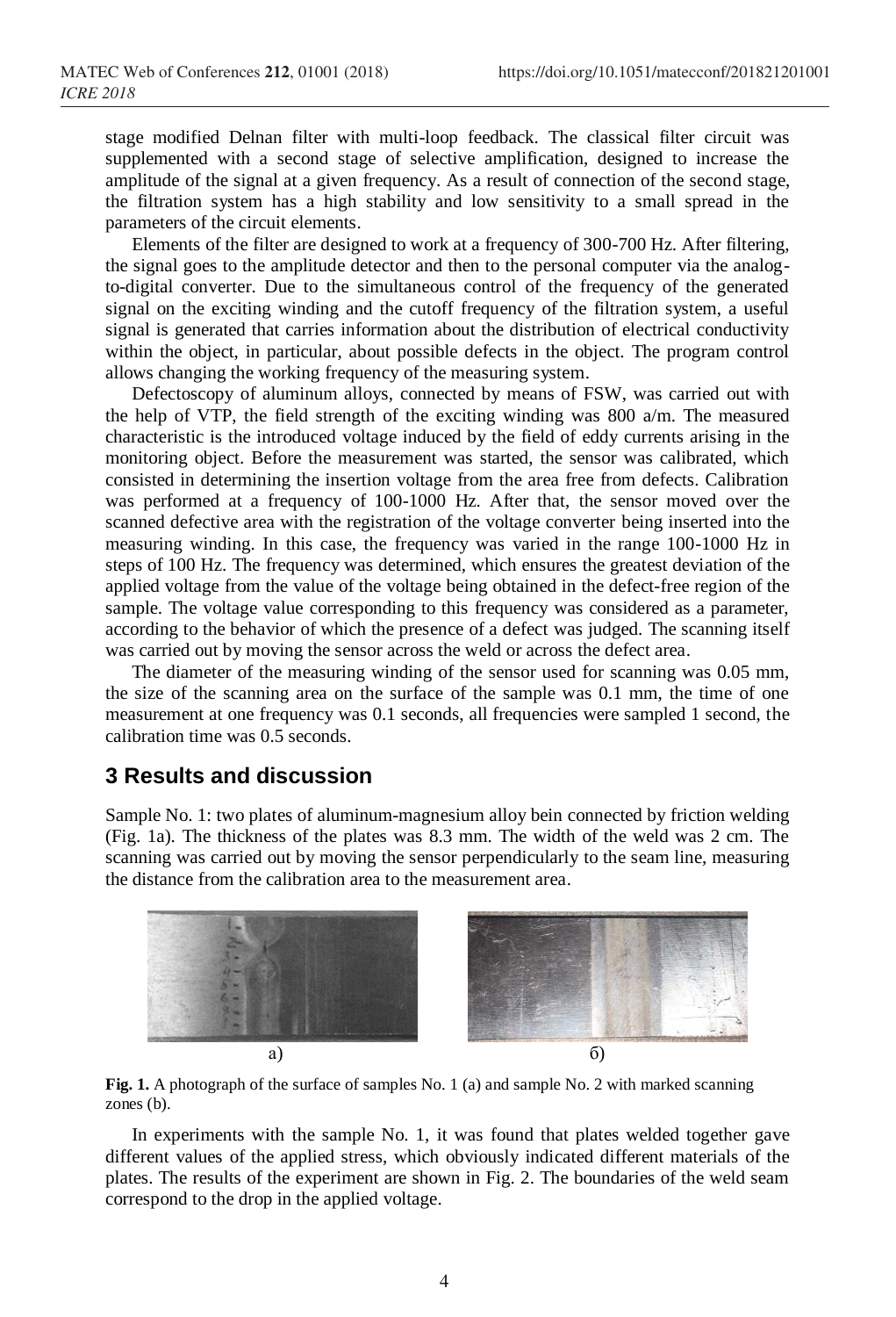stage modified Delnan filter with multi-loop feedback. The classical filter circuit was supplemented with a second stage of selective amplification, designed to increase the amplitude of the signal at a given frequency. As a result of connection of the second stage, the filtration system has a high stability and low sensitivity to a small spread in the parameters of the circuit elements.

Elements of the filter are designed to work at a frequency of 300-700 Hz. After filtering, the signal goes to the amplitude detector and then to the personal computer via the analog-to-digital converter. Due to the simultaneous control of the frequency of the generated signal on the exciting winding and the cutoff frequency of the filtration system, a useful signal is generated that carries information about the distribution of electrical conductivity within the object, in particular, about possible defects in the object. The program control allows changing the working frequency of the measuring system.

Defectoscopy of aluminum alloys, connected by means of FSW, was carried out with the help of VTP, the field strength of the exciting winding was 800 a/m. The measured characteristic is the introduced voltage induced by the field of eddy currents arising in the monitoring object. Before the measurement was started, the sensor was calibrated, which consisted in determining the insertion voltage from the area free from defects. Calibration was performed at a frequency of 100-1000 Hz. After that, the sensor moved over the scanned defective area with the registration of the voltage converter being inserted into the measuring winding. In this case, the frequency was varied in the range 100-1000 Hz in steps of 100 Hz. The frequency was determined, which ensures the greatest deviation of the applied voltage from the value of the voltage being obtained in the defect-free region of the sample. The voltage value corresponding to this frequency was considered as a parameter, according to the behavior of which the presence of a defect was judged. The scanning itself was carried out by moving the sensor across the weld or across the defect area.

The diameter of the measuring winding of the sensor used for scanning was 0.05 mm, the size of the scanning area on the surface of the sample was 0.1 mm, the time of one measurement at one frequency was 0.1 seconds, all frequencies were sampled 1 second, the calibration time was 0.5 seconds.

## 3 Results and discussion

Sample No. 1: two plates of aluminum-magnesium alloy bein connected by friction welding (Fig. 1a). The thickness of the plates was 8.3 mm. The width of the weld was 2 cm. The scanning was carried out by moving the sensor perpendicularly to the seam line, measuring the distance from the calibration area to the measurement area.

a) б)

**Fig. 1.** A photograph of the surface of samples No. 1 (a) and sample No. 2 with marked scanning zones (b).

In experiments with the sample No. 1, it was found that plates welded together gave different values of the applied stress, which obviously indicated different materials of the plates. The results of the experiment are shown in Fig. 2. The boundaries of the weld seam correspond to the drop in the applied voltage.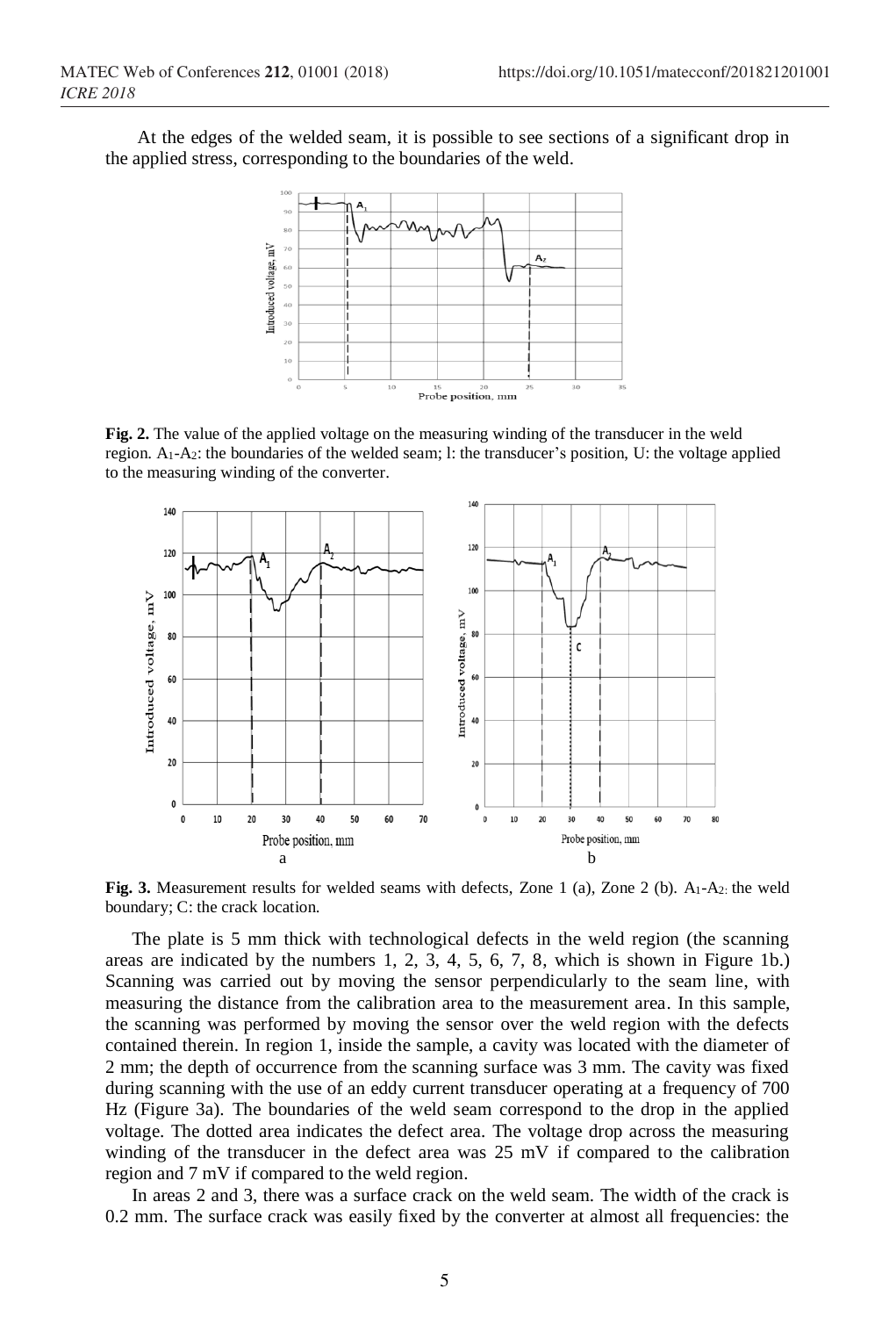At the edges of the welded seam, it is possible to see sections of a significant drop in the applied stress, corresponding to the boundaries of the weld.

**Fig. 2.** The value of the applied voltage on the measuring winding of the transducer in the weld region. $A_1$-$A_2$: the boundaries of the welded seam; l: the transducer's position, U: the voltage applied to the measuring winding of the converter.

**Fig. 3.** Measurement results for welded seams with defects, Zone 1 (a), Zone 2 (b). $A_1$-$A_2$: the weld boundary; C: the crack location.

The plate is 5 mm thick with technological defects in the weld region (the scanning areas are indicated by the numbers 1, 2, 3, 4, 5, 6, 7, 8, which is shown in Figure 1b.) Scanning was carried out by moving the sensor perpendicularly to the seam line, with measuring the distance from the calibration area to the measurement area. In this sample, the scanning was performed by moving the sensor over the weld region with the defects contained therein. In region 1, inside the sample, a cavity was located with the diameter of 2 mm; the depth of occurrence from the scanning surface was 3 mm. The cavity was fixed during scanning with the use of an eddy current transducer operating at a frequency of 700 Hz (Figure 3a). The boundaries of the weld seam correspond to the drop in the applied voltage. The dotted area indicates the defect area. The voltage drop across the measuring winding of the transducer in the defect area was 25 mV if compared to the calibration region and 7 mV if compared to the weld region.

In areas 2 and 3, there was a surface crack on the weld seam. The width of the crack is 0.2 mm. The surface crack was easily fixed by the converter at almost all frequencies: the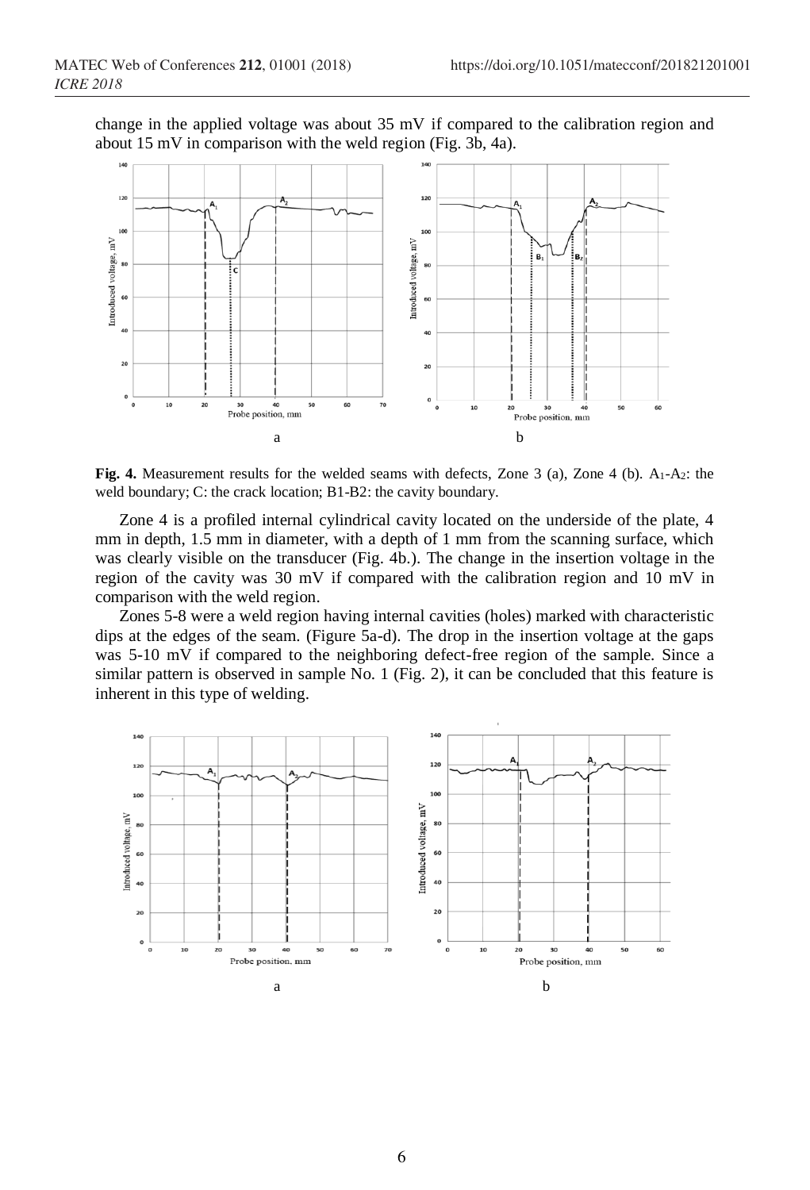change in the applied voltage was about 35 mV if compared to the calibration region and about 15 mV in comparison with the weld region (Fig. 3b, 4a).

**Fig. 4.** Measurement results for the welded seams with defects, Zone 3 (a), Zone 4 (b). $A_1$-$A_2$: the weld boundary; C: the crack location; B1-B2: the cavity boundary.

Zone 4 is a profiled internal cylindrical cavity located on the underside of the plate, 4 mm in depth, 1.5 mm in diameter, with a depth of 1 mm from the scanning surface, which was clearly visible on the transducer (Fig. 4b.). The change in the insertion voltage in the region of the cavity was 30 mV if compared with the calibration region and 10 mV in comparison with the weld region.

Zones 5-8 were a weld region having internal cavities (holes) marked with characteristic dips at the edges of the seam. (Figure 5a-d). The drop in the insertion voltage at the gaps was 5-10 mV if compared to the neighboring defect-free region of the sample. Since a similar pattern is observed in sample No. 1 (Fig. 2), it can be concluded that this feature is inherent in this type of welding.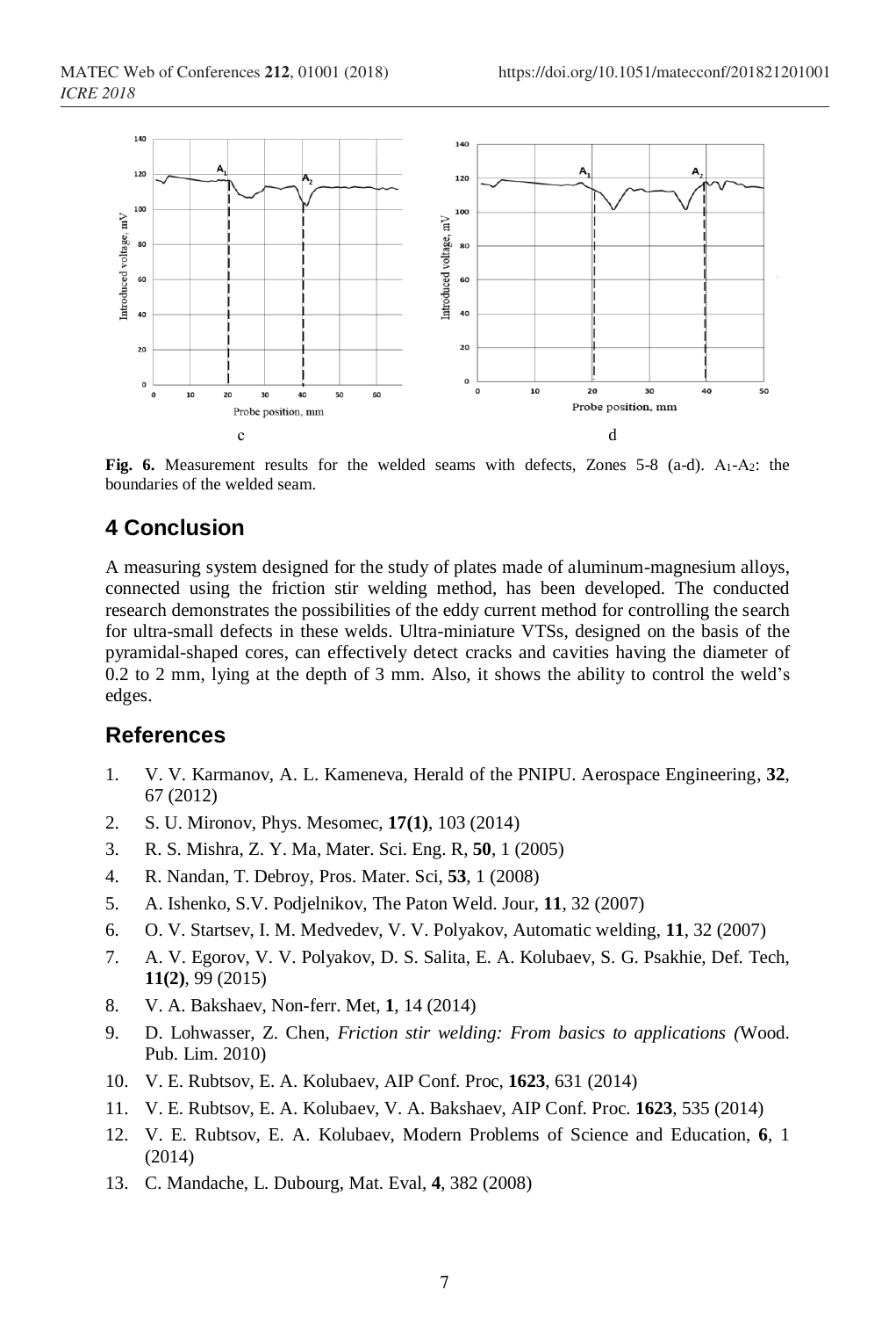c d

**Fig. 6.** Measurement results for the welded seams with defects, Zones 5-8 (a-d). $A_1$-$A_2$: the boundaries of the welded seam.

## 4 Conclusion

A measuring system designed for the study of plates made of aluminum-magnesium alloys, connected using the friction stir welding method, has been developed. The conducted research demonstrates the possibilities of the eddy current method for controlling the search for ultra-small defects in these welds. Ultra-miniature VTSs, designed on the basis of the pyramidal-shaped cores, can effectively detect cracks and cavities having the diameter of 0.2 to 2 mm, lying at the depth of 3 mm. Also, it shows the ability to control the weld's edges.

## References

1. V. V. Karmanov, A. L. Kameneva, Herald of the PNIPU. Aerospace Engineering, **32**, 67 (2012)
2. S. U. Mironov, Phys. Mesomec, **17(1)**, 103 (2014)
3. R. S. Mishra, Z. Y. Ma, Mater. Sci. Eng. R, **50**, 1 (2005)
4. R. Nandan, T. Debroy, Pros. Mater. Sci, **53**, 1 (2008)
5. A. Ishenko, S.V. Podjelnikov, The Paton Weld. Jour, **11**, 32 (2007)
6. O. V. Startsev, I. M. Medvedev, V. V. Polyakov, Automatic welding, **11**, 32 (2007)
7. A. V. Egorov, V. V. Polyakov, D. S. Salita, E. A. Kolubaev, S. G. Psakhie, Def. Tech, **11(2)**, 99 (2015)
8. V. A. Bakshaev, Non-ferr. Met, **1**, 14 (2014)
9. D. Lohwasser, Z. Chen, *Friction stir welding: From basics to applications (*Wood. Pub. Lim. 2010)
10. V. E. Rubtsov, E. A. Kolubaev, AIP Conf. Proc, **1623**, 631 (2014)
11. V. E. Rubtsov, E. A. Kolubaev, V. A. Bakshaev, AIP Conf. Proc. **1623**, 535 (2014)
12. V. E. Rubtsov, E. A. Kolubaev, Modern Problems of Science and Education, **6**, 1 (2014)
13. C. Mandache, L. Dubourg, Mat. Eval, **4**, 382 (2008)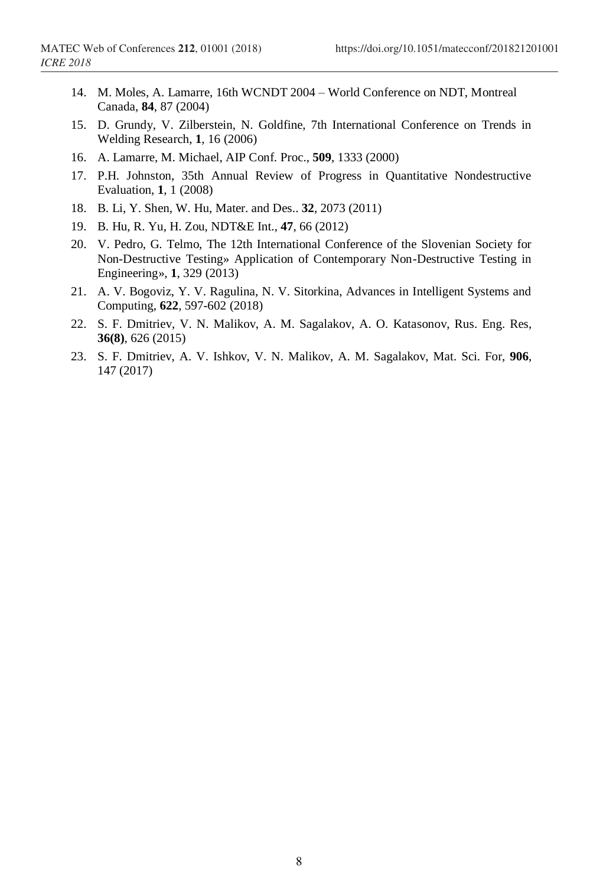14. M. Moles, A. Lamarre, 16th WCNDT 2004 – World Conference on NDT, Montreal Canada, **84**, 87 (2004)
15. D. Grundy, V. Zilberstein, N. Goldfine, 7th International Conference on Trends in Welding Research, **1**, 16 (2006)
16. A. Lamarre, M. Michael, AIP Conf. Proc., **509**, 1333 (2000)
17. P.H. Johnston, 35th Annual Review of Progress in Quantitative Nondestructive Evaluation, **1**, 1 (2008)
18. B. Li, Y. Shen, W. Hu, Mater. and Des.. **32**, 2073 (2011)
19. B. Hu, R. Yu, H. Zou, NDT&E Int., **47**, 66 (2012)
20. V. Pedro, G. Telmo, The 12th International Conference of the Slovenian Society for Non-Destructive Testing» Application of Contemporary Non-Destructive Testing in Engineering», **1**, 329 (2013)
21. A. V. Bogoviz, Y. V. Ragulina, N. V. Sitorkina, Advances in Intelligent Systems and Computing, **622**, 597-602 (2018)
22. S. F. Dmitriev, V. N. Malikov, A. M. Sagalakov, A. O. Katasonov, Rus. Eng. Res, **36(8)**, 626 (2015)
23. S. F. Dmitriev, A. V. Ishkov, V. N. Malikov, A. M. Sagalakov, Mat. Sci. For, **906**, 147 (2017)